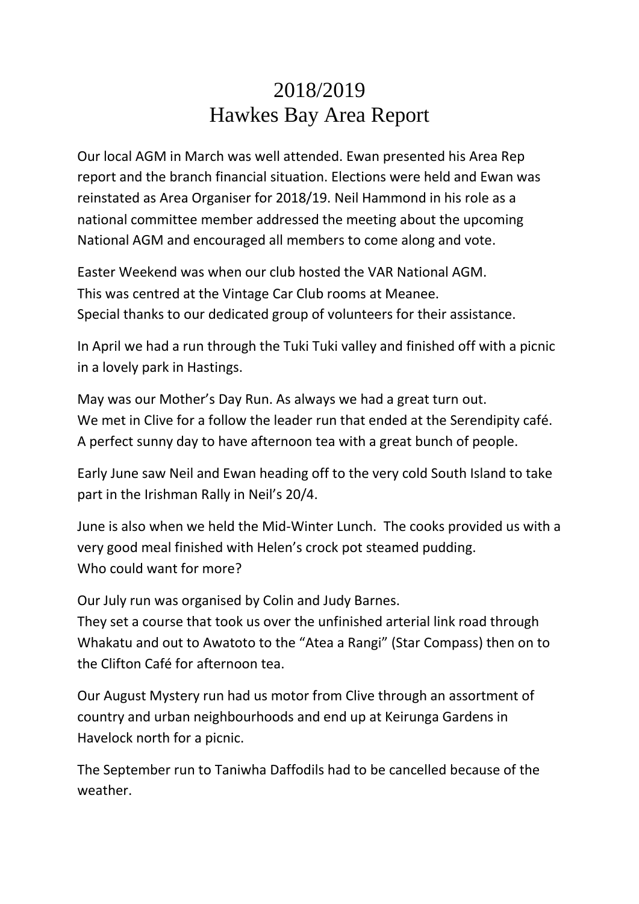# 2018/2019
# Hawkes Bay Area Report

Our local AGM in March was well attended. Ewan presented his Area Rep report and the branch financial situation. Elections were held and Ewan was reinstated as Area Organiser for 2018/19. Neil Hammond in his role as a national committee member addressed the meeting about the upcoming National AGM and encouraged all members to come along and vote.

Easter Weekend was when our club hosted the VAR National AGM.
This was centred at the Vintage Car Club rooms at Meanee.
Special thanks to our dedicated group of volunteers for their assistance.

In April we had a run through the Tuki Tuki valley and finished off with a picnic in a lovely park in Hastings.

May was our Mother's Day Run. As always we had a great turn out.
We met in Clive for a follow the leader run that ended at the Serendipity café.
A perfect sunny day to have afternoon tea with a great bunch of people.

Early June saw Neil and Ewan heading off to the very cold South Island to take part in the Irishman Rally in Neil's 20/4.

June is also when we held the Mid-Winter Lunch. The cooks provided us with a very good meal finished with Helen's crock pot steamed pudding.
Who could want for more?

Our July run was organised by Colin and Judy Barnes.
They set a course that took us over the unfinished arterial link road through Whakatu and out to Awatoto to the "Atea a Rangi" (Star Compass) then on to the Clifton Café for afternoon tea.

Our August Mystery run had us motor from Clive through an assortment of country and urban neighbourhoods and end up at Keirunga Gardens in Havelock north for a picnic.

The September run to Taniwha Daffodils had to be cancelled because of the weather.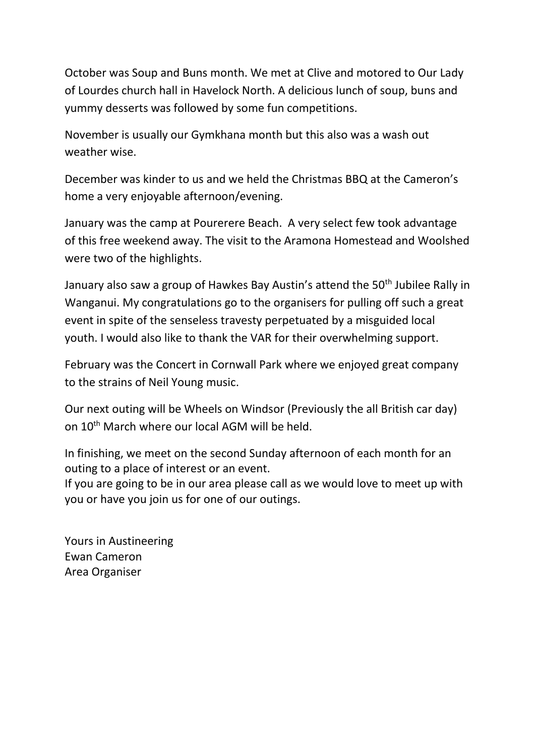October was Soup and Buns month. We met at Clive and motored to Our Lady of Lourdes church hall in Havelock North. A delicious lunch of soup, buns and yummy desserts was followed by some fun competitions.

November is usually our Gymkhana month but this also was a wash out weather wise.

December was kinder to us and we held the Christmas BBQ at the Cameron's home a very enjoyable afternoon/evening.

January was the camp at Pourerere Beach. A very select few took advantage of this free weekend away. The visit to the Aramona Homestead and Woolshed were two of the highlights.

January also saw a group of Hawkes Bay Austin's attend the 50th Jubilee Rally in Wanganui. My congratulations go to the organisers for pulling off such a great event in spite of the senseless travesty perpetuated by a misguided local youth. I would also like to thank the VAR for their overwhelming support.

February was the Concert in Cornwall Park where we enjoyed great company to the strains of Neil Young music.

Our next outing will be Wheels on Windsor (Previously the all British car day) on 10th March where our local AGM will be held.

In finishing, we meet on the second Sunday afternoon of each month for an outing to a place of interest or an event.
If you are going to be in our area please call as we would love to meet up with you or have you join us for one of our outings.

Yours in Austineering
Ewan Cameron
Area Organiser